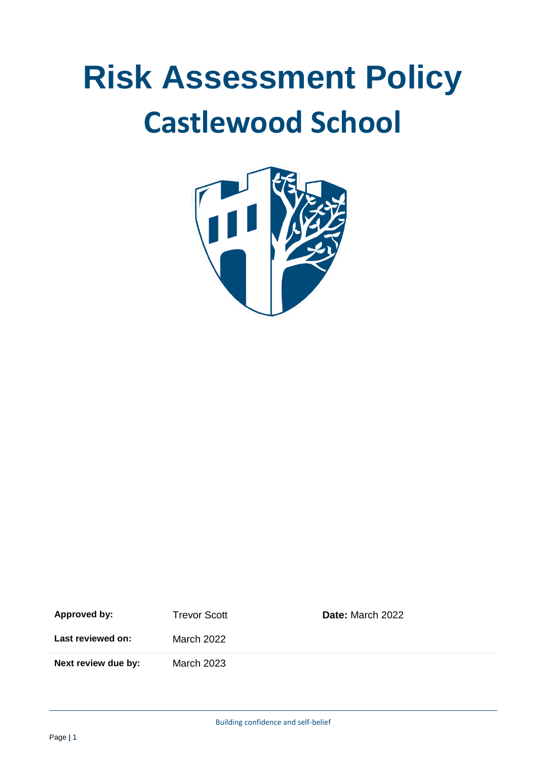# Risk Assessment Policy

# Castlewood School

| | | |
|---|---|---|
| **Approved by:** | Trevor Scott | **Date:** March 2022 |
| **Last reviewed on:** | March 2022 | |
| **Next review due by:** | March 2023 | |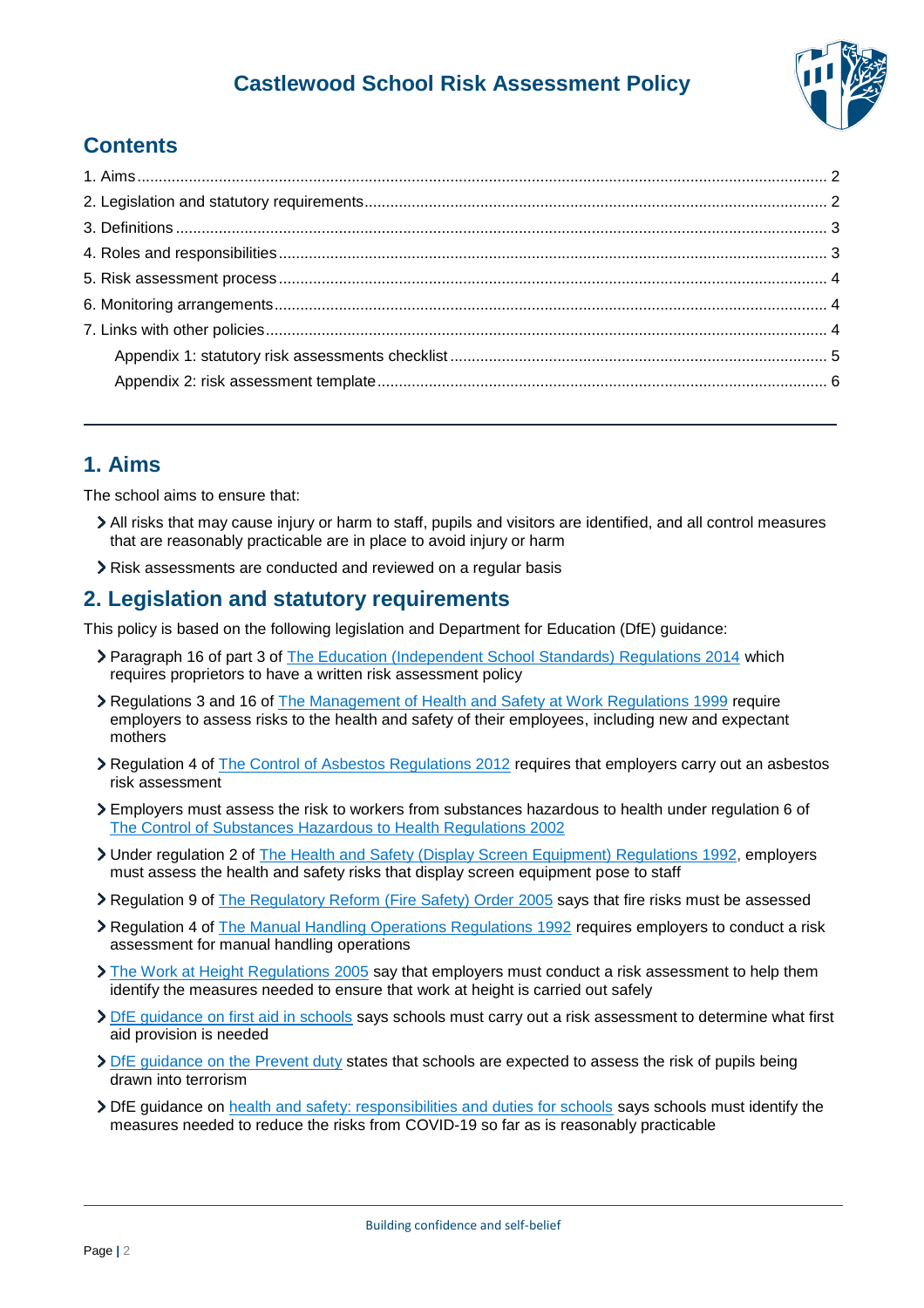# Castlewood School Risk Assessment Policy

## Contents

1. Aims ..... 2
2. Legislation and statutory requirements ..... 2
3. Definitions ..... 3
4. Roles and responsibilities ..... 3
5. Risk assessment process ..... 4
6. Monitoring arrangements ..... 4
7. Links with other policies ..... 4
   - Appendix 1: statutory risk assessments checklist ..... 5
   - Appendix 2: risk assessment template ..... 6

---

## 1. Aims

The school aims to ensure that:

- All risks that may cause injury or harm to staff, pupils and visitors are identified, and all control measures that are reasonably practicable are in place to avoid injury or harm
- Risk assessments are conducted and reviewed on a regular basis

## 2. Legislation and statutory requirements

This policy is based on the following legislation and Department for Education (DfE) guidance:

- Paragraph 16 of part 3 of The Education (Independent School Standards) Regulations 2014 which requires proprietors to have a written risk assessment policy
- Regulations 3 and 16 of The Management of Health and Safety at Work Regulations 1999 require employers to assess risks to the health and safety of their employees, including new and expectant mothers
- Regulation 4 of The Control of Asbestos Regulations 2012 requires that employers carry out an asbestos risk assessment
- Employers must assess the risk to workers from substances hazardous to health under regulation 6 of The Control of Substances Hazardous to Health Regulations 2002
- Under regulation 2 of The Health and Safety (Display Screen Equipment) Regulations 1992, employers must assess the health and safety risks that display screen equipment pose to staff
- Regulation 9 of The Regulatory Reform (Fire Safety) Order 2005 says that fire risks must be assessed
- Regulation 4 of The Manual Handling Operations Regulations 1992 requires employers to conduct a risk assessment for manual handling operations
- The Work at Height Regulations 2005 say that employers must conduct a risk assessment to help them identify the measures needed to ensure that work at height is carried out safely
- DfE guidance on first aid in schools says schools must carry out a risk assessment to determine what first aid provision is needed
- DfE guidance on the Prevent duty states that schools are expected to assess the risk of pupils being drawn into terrorism
- DfE guidance on health and safety: responsibilities and duties for schools says schools must identify the measures needed to reduce the risks from COVID-19 so far as is reasonably practicable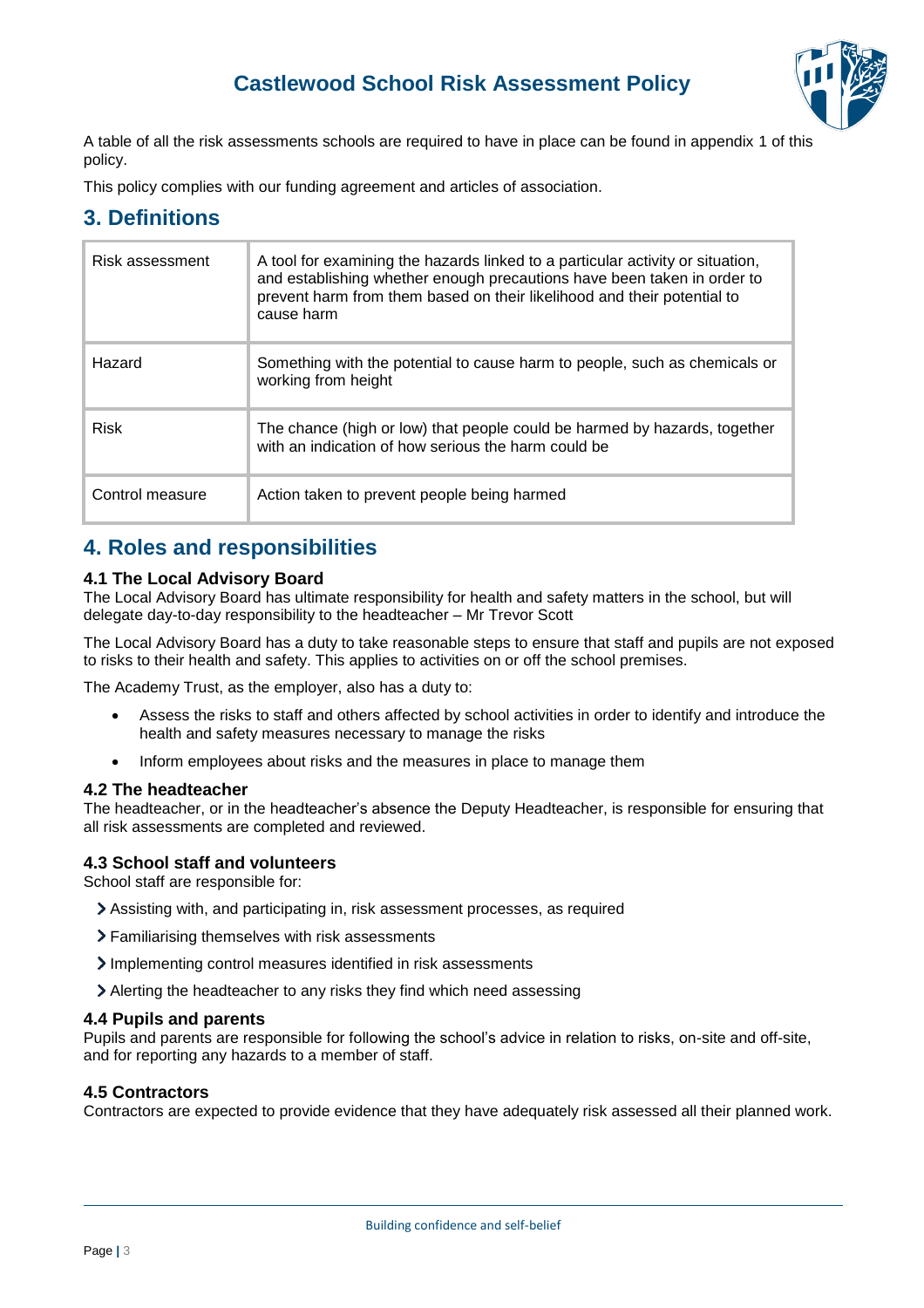A table of all the risk assessments schools are required to have in place can be found in appendix 1 of this policy.

This policy complies with our funding agreement and articles of association.

## 3. Definitions

| Term | Definition |
|---|---|
| Risk assessment | A tool for examining the hazards linked to a particular activity or situation, and establishing whether enough precautions have been taken in order to prevent harm from them based on their likelihood and their potential to cause harm |
| Hazard | Something with the potential to cause harm to people, such as chemicals or working from height |
| Risk | The chance (high or low) that people could be harmed by hazards, together with an indication of how serious the harm could be |
| Control measure | Action taken to prevent people being harmed |

## 4. Roles and responsibilities

### 4.1 The Local Advisory Board

The Local Advisory Board has ultimate responsibility for health and safety matters in the school, but will delegate day-to-day responsibility to the headteacher – Mr Trevor Scott

The Local Advisory Board has a duty to take reasonable steps to ensure that staff and pupils are not exposed to risks to their health and safety. This applies to activities on or off the school premises.

The Academy Trust, as the employer, also has a duty to:

- Assess the risks to staff and others affected by school activities in order to identify and introduce the health and safety measures necessary to manage the risks
- Inform employees about risks and the measures in place to manage them

### 4.2 The headteacher

The headteacher, or in the headteacher's absence the Deputy Headteacher, is responsible for ensuring that all risk assessments are completed and reviewed.

### 4.3 School staff and volunteers

School staff are responsible for:

- Assisting with, and participating in, risk assessment processes, as required
- Familiarising themselves with risk assessments
- Implementing control measures identified in risk assessments
- Alerting the headteacher to any risks they find which need assessing

### 4.4 Pupils and parents

Pupils and parents are responsible for following the school's advice in relation to risks, on-site and off-site, and for reporting any hazards to a member of staff.

### 4.5 Contractors

Contractors are expected to provide evidence that they have adequately risk assessed all their planned work.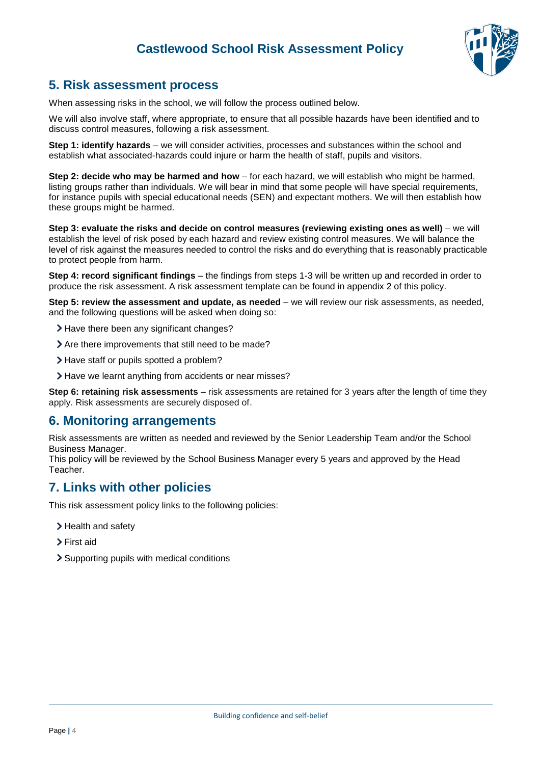## 5. Risk assessment process

When assessing risks in the school, we will follow the process outlined below.

We will also involve staff, where appropriate, to ensure that all possible hazards have been identified and to discuss control measures, following a risk assessment.

**Step 1: identify hazards** – we will consider activities, processes and substances within the school and establish what associated-hazards could injure or harm the health of staff, pupils and visitors.

**Step 2: decide who may be harmed and how** – for each hazard, we will establish who might be harmed, listing groups rather than individuals. We will bear in mind that some people will have special requirements, for instance pupils with special educational needs (SEN) and expectant mothers. We will then establish how these groups might be harmed.

**Step 3: evaluate the risks and decide on control measures (reviewing existing ones as well)** – we will establish the level of risk posed by each hazard and review existing control measures. We will balance the level of risk against the measures needed to control the risks and do everything that is reasonably practicable to protect people from harm.

**Step 4: record significant findings** – the findings from steps 1-3 will be written up and recorded in order to produce the risk assessment. A risk assessment template can be found in appendix 2 of this policy.

**Step 5: review the assessment and update, as needed** – we will review our risk assessments, as needed, and the following questions will be asked when doing so:

- Have there been any significant changes?
- Are there improvements that still need to be made?
- Have staff or pupils spotted a problem?
- Have we learnt anything from accidents or near misses?

**Step 6: retaining risk assessments** – risk assessments are retained for 3 years after the length of time they apply. Risk assessments are securely disposed of.

## 6. Monitoring arrangements

Risk assessments are written as needed and reviewed by the Senior Leadership Team and/or the School Business Manager.
This policy will be reviewed by the School Business Manager every 5 years and approved by the Head Teacher.

## 7. Links with other policies

This risk assessment policy links to the following policies:

- Health and safety
- First aid
- Supporting pupils with medical conditions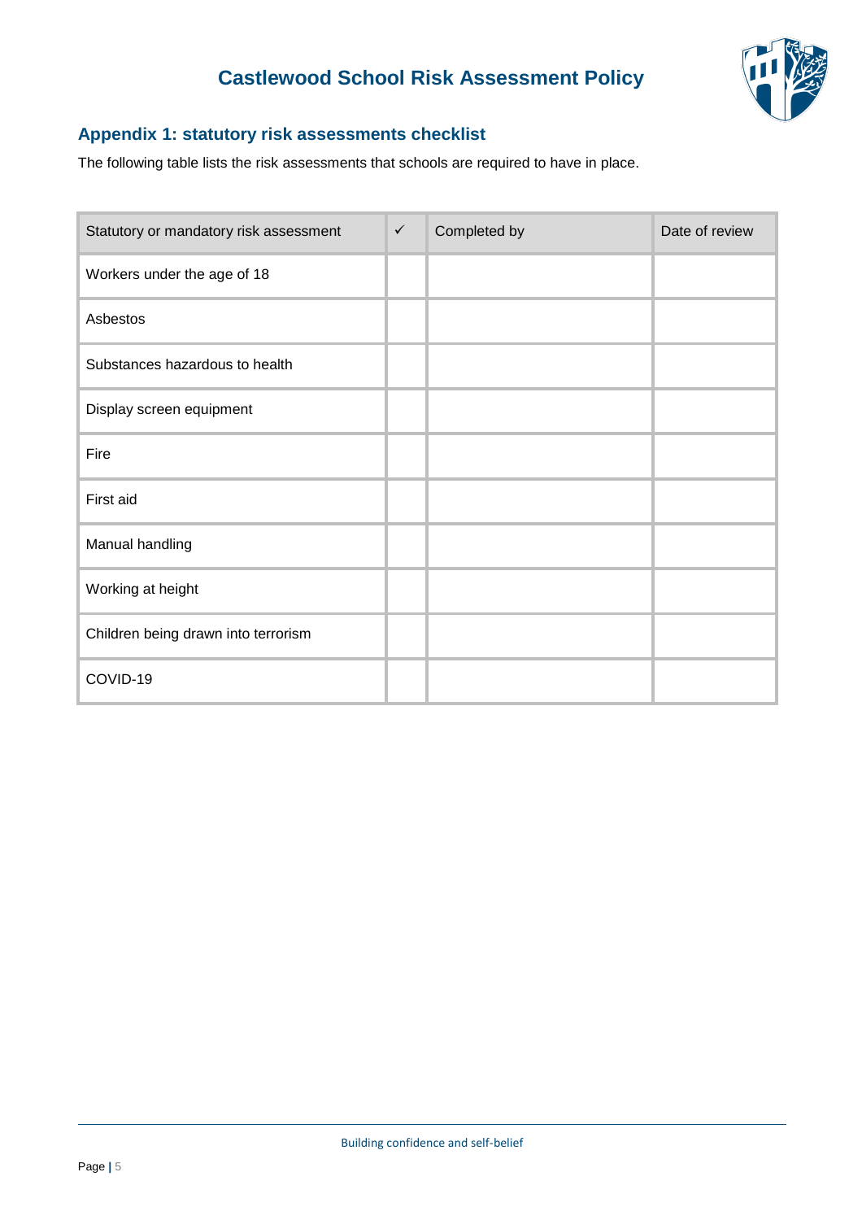## Appendix 1: statutory risk assessments checklist

The following table lists the risk assessments that schools are required to have in place.

| Statutory or mandatory risk assessment | ✓ | Completed by | Date of review |
|---|---|---|---|
| Workers under the age of 18 | | | |
| Asbestos | | | |
| Substances hazardous to health | | | |
| Display screen equipment | | | |
| Fire | | | |
| First aid | | | |
| Manual handling | | | |
| Working at height | | | |
| Children being drawn into terrorism | | | |
| COVID-19 | | | |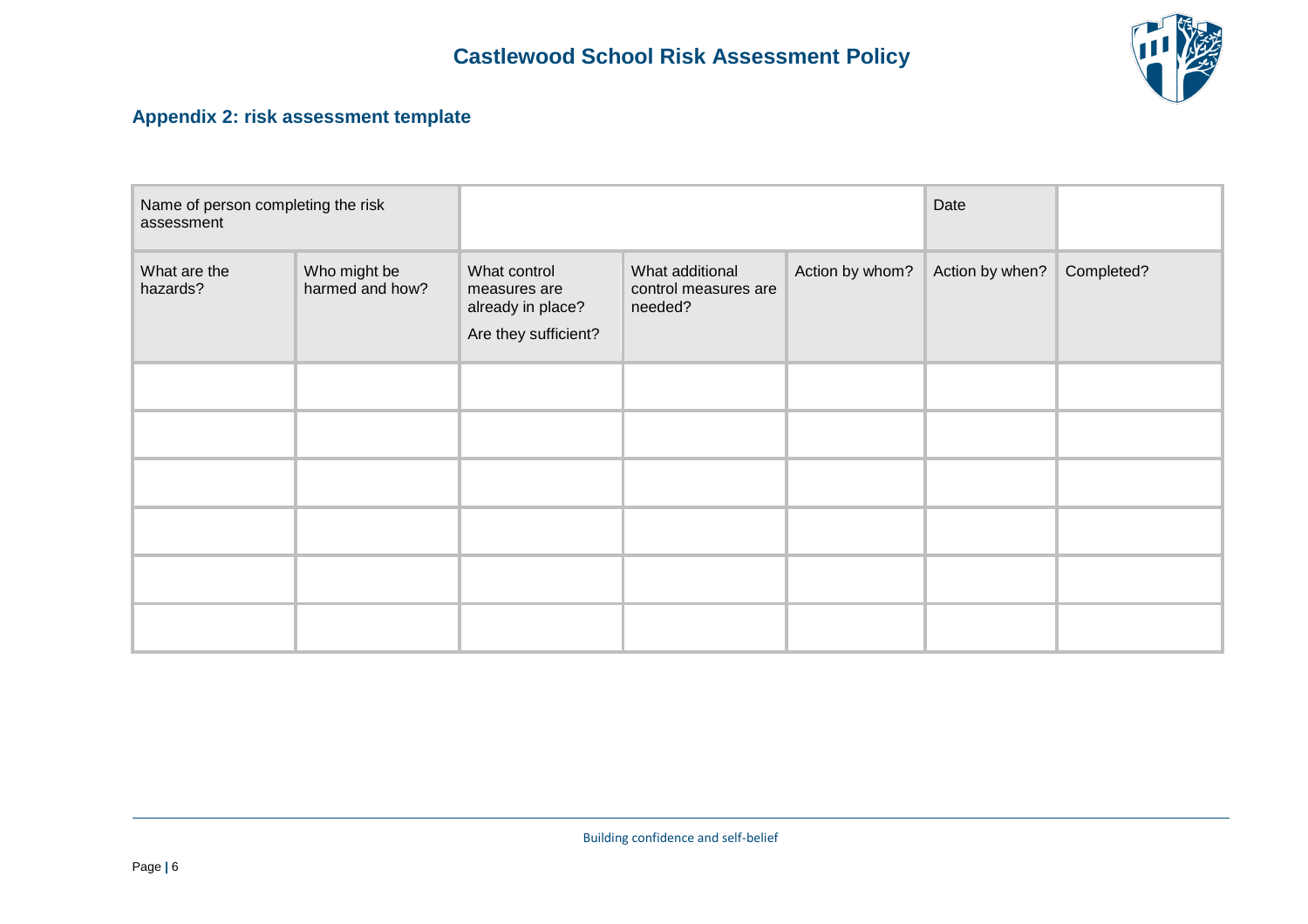## Appendix 2: risk assessment template

| Name of person completing the risk assessment | | | | | Date | |
|---|---|---|---|---|---|---|
| What are the hazards? | Who might be harmed and how? | What control measures are already in place?<br><br>Are they sufficient? | What additional control measures are needed? | Action by whom? | Action by when? | Completed? |
| | | | | | | |
| | | | | | | |
| | | | | | | |
| | | | | | | |
| | | | | | | |
| | | | | | | |